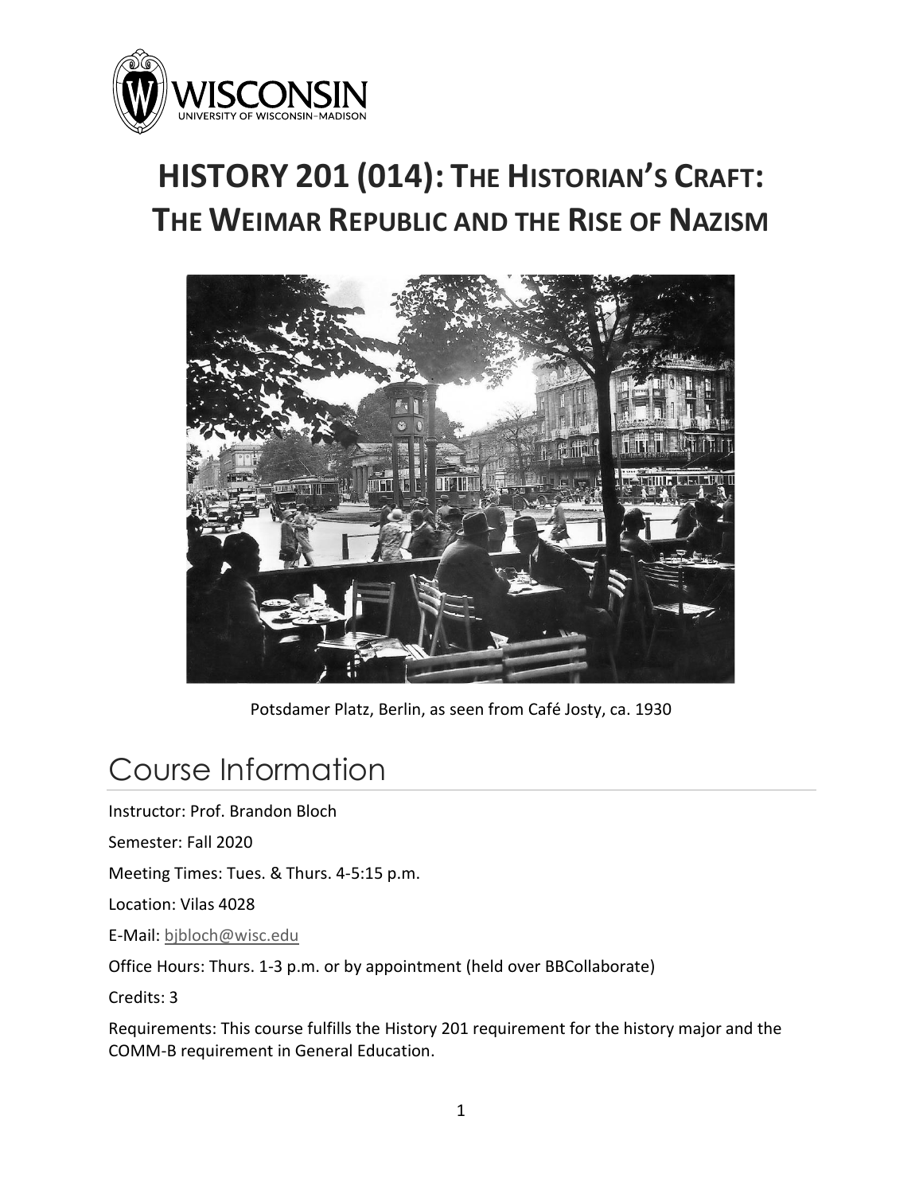# HISTORY 201 (014): THE HISTORIAN'S CRAFT: THE WEIMAR REPUBLIC AND THE RISE OF NAZISM

Potsdamer Platz, Berlin, as seen from Café Josty, ca. 1930

## Course Information

Instructor: Prof. Brandon Bloch

Semester: Fall 2020

Meeting Times: Tues. & Thurs. 4-5:15 p.m.

Location: Vilas 4028

E-Mail: bjbloch@wisc.edu

Office Hours: Thurs. 1-3 p.m. or by appointment (held over BBCollaborate)

Credits: 3

Requirements: This course fulfills the History 201 requirement for the history major and the COMM-B requirement in General Education.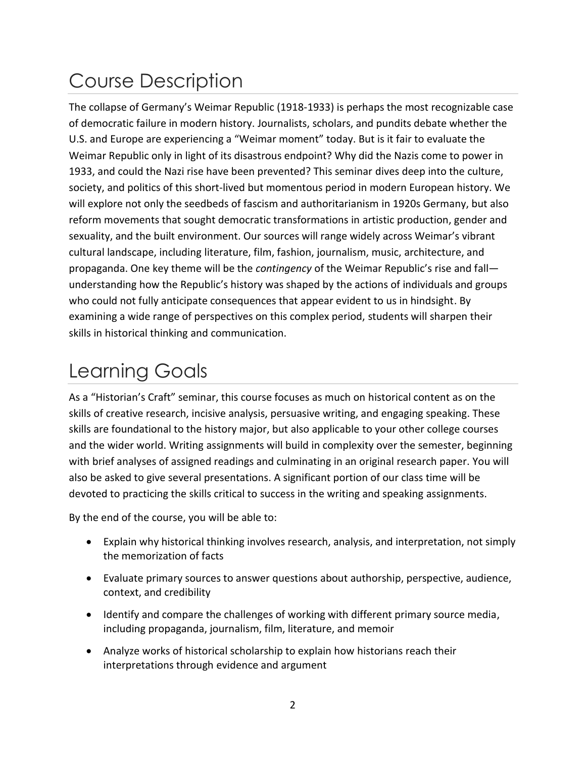# Course Description

The collapse of Germany's Weimar Republic (1918-1933) is perhaps the most recognizable case of democratic failure in modern history. Journalists, scholars, and pundits debate whether the U.S. and Europe are experiencing a "Weimar moment" today. But is it fair to evaluate the Weimar Republic only in light of its disastrous endpoint? Why did the Nazis come to power in 1933, and could the Nazi rise have been prevented? This seminar dives deep into the culture, society, and politics of this short-lived but momentous period in modern European history. We will explore not only the seedbeds of fascism and authoritarianism in 1920s Germany, but also reform movements that sought democratic transformations in artistic production, gender and sexuality, and the built environment. Our sources will range widely across Weimar's vibrant cultural landscape, including literature, film, fashion, journalism, music, architecture, and propaganda. One key theme will be the *contingency* of the Weimar Republic's rise and fall—understanding how the Republic's history was shaped by the actions of individuals and groups who could not fully anticipate consequences that appear evident to us in hindsight. By examining a wide range of perspectives on this complex period, students will sharpen their skills in historical thinking and communication.

# Learning Goals

As a "Historian's Craft" seminar, this course focuses as much on historical content as on the skills of creative research, incisive analysis, persuasive writing, and engaging speaking. These skills are foundational to the history major, but also applicable to your other college courses and the wider world. Writing assignments will build in complexity over the semester, beginning with brief analyses of assigned readings and culminating in an original research paper. You will also be asked to give several presentations. A significant portion of our class time will be devoted to practicing the skills critical to success in the writing and speaking assignments.

By the end of the course, you will be able to:

- Explain why historical thinking involves research, analysis, and interpretation, not simply the memorization of facts
- Evaluate primary sources to answer questions about authorship, perspective, audience, context, and credibility
- Identify and compare the challenges of working with different primary source media, including propaganda, journalism, film, literature, and memoir
- Analyze works of historical scholarship to explain how historians reach their interpretations through evidence and argument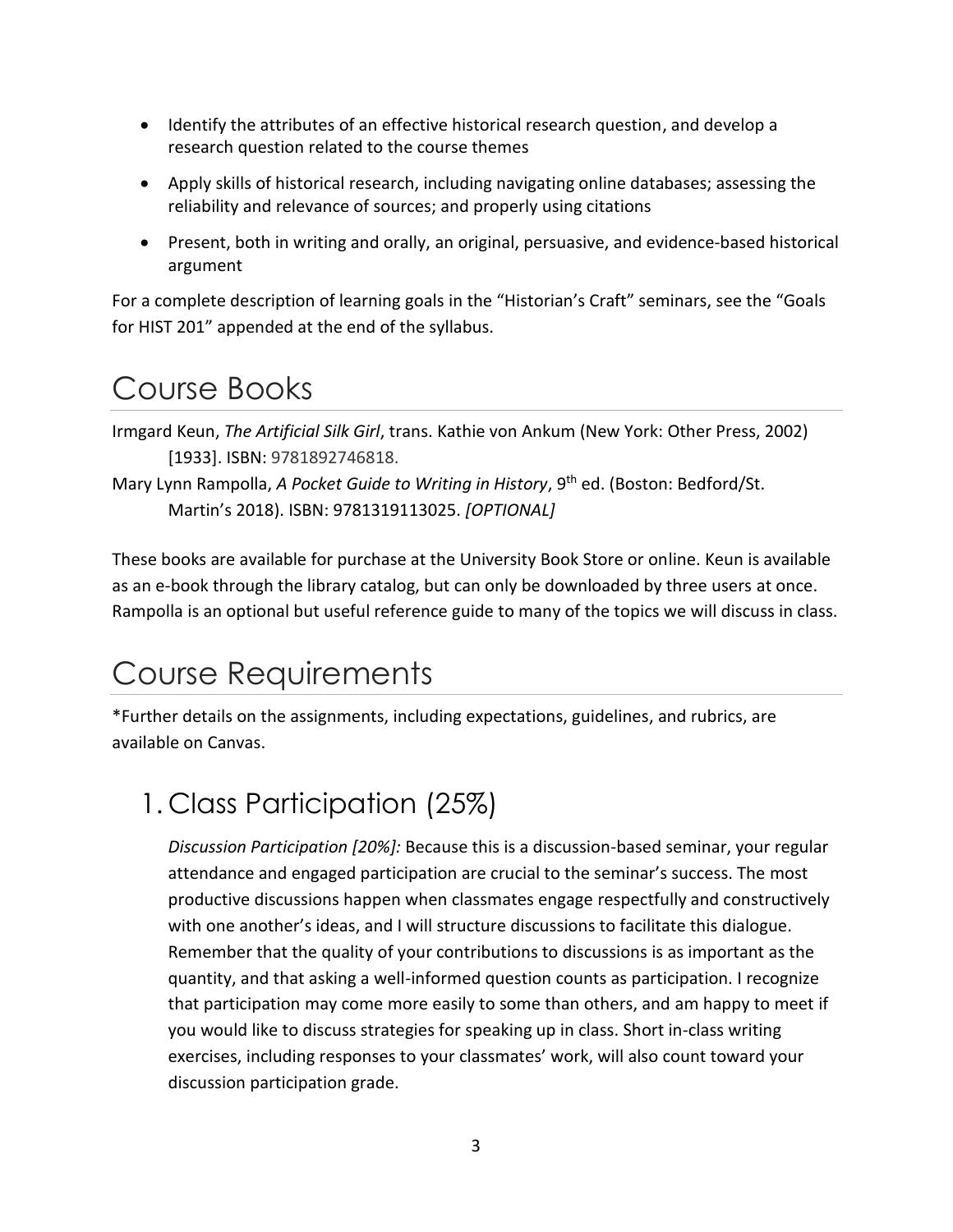- Identify the attributes of an effective historical research question, and develop a research question related to the course themes
- Apply skills of historical research, including navigating online databases; assessing the reliability and relevance of sources; and properly using citations
- Present, both in writing and orally, an original, persuasive, and evidence-based historical argument

For a complete description of learning goals in the "Historian's Craft" seminars, see the "Goals for HIST 201" appended at the end of the syllabus.

# Course Books

Irmgard Keun, *The Artificial Silk Girl*, trans. Kathie von Ankum (New York: Other Press, 2002) [1933]. ISBN: 9781892746818.

Mary Lynn Rampolla, *A Pocket Guide to Writing in History*, 9th ed. (Boston: Bedford/St. Martin's 2018). ISBN: 9781319113025. *[OPTIONAL]*

These books are available for purchase at the University Book Store or online. Keun is available as an e-book through the library catalog, but can only be downloaded by three users at once. Rampolla is an optional but useful reference guide to many of the topics we will discuss in class.

# Course Requirements

*Further details on the assignments, including expectations, guidelines, and rubrics, are available on Canvas.

## 1. Class Participation (25%)

*Discussion Participation [20%]:* Because this is a discussion-based seminar, your regular attendance and engaged participation are crucial to the seminar's success. The most productive discussions happen when classmates engage respectfully and constructively with one another's ideas, and I will structure discussions to facilitate this dialogue. Remember that the quality of your contributions to discussions is as important as the quantity, and that asking a well-informed question counts as participation. I recognize that participation may come more easily to some than others, and am happy to meet if you would like to discuss strategies for speaking up in class. Short in-class writing exercises, including responses to your classmates' work, will also count toward your discussion participation grade.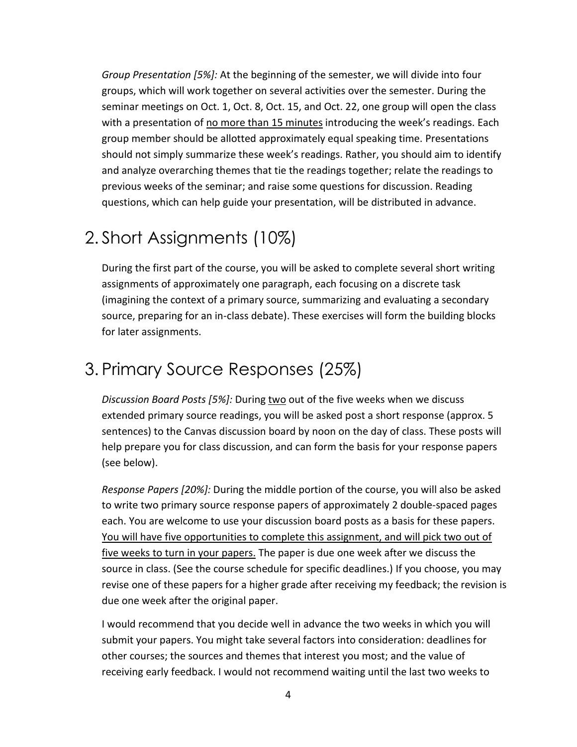*Group Presentation [5%]:* At the beginning of the semester, we will divide into four groups, which will work together on several activities over the semester. During the seminar meetings on Oct. 1, Oct. 8, Oct. 15, and Oct. 22, one group will open the class with a presentation of <u>no more than 15 minutes</u> introducing the week's readings. Each group member should be allotted approximately equal speaking time. Presentations should not simply summarize these week's readings. Rather, you should aim to identify and analyze overarching themes that tie the readings together; relate the readings to previous weeks of the seminar; and raise some questions for discussion. Reading questions, which can help guide your presentation, will be distributed in advance.

## 2. Short Assignments (10%)

During the first part of the course, you will be asked to complete several short writing assignments of approximately one paragraph, each focusing on a discrete task (imagining the context of a primary source, summarizing and evaluating a secondary source, preparing for an in-class debate). These exercises will form the building blocks for later assignments.

## 3. Primary Source Responses (25%)

*Discussion Board Posts [5%]:* During <u>two</u> out of the five weeks when we discuss extended primary source readings, you will be asked post a short response (approx. 5 sentences) to the Canvas discussion board by noon on the day of class. These posts will help prepare you for class discussion, and can form the basis for your response papers (see below).

*Response Papers [20%]:* During the middle portion of the course, you will also be asked to write two primary source response papers of approximately 2 double-spaced pages each. You are welcome to use your discussion board posts as a basis for these papers. <u>You will have five opportunities to complete this assignment, and will pick two out of five weeks to turn in your papers.</u> The paper is due one week after we discuss the source in class. (See the course schedule for specific deadlines.) If you choose, you may revise one of these papers for a higher grade after receiving my feedback; the revision is due one week after the original paper.

I would recommend that you decide well in advance the two weeks in which you will submit your papers. You might take several factors into consideration: deadlines for other courses; the sources and themes that interest you most; and the value of receiving early feedback. I would not recommend waiting until the last two weeks to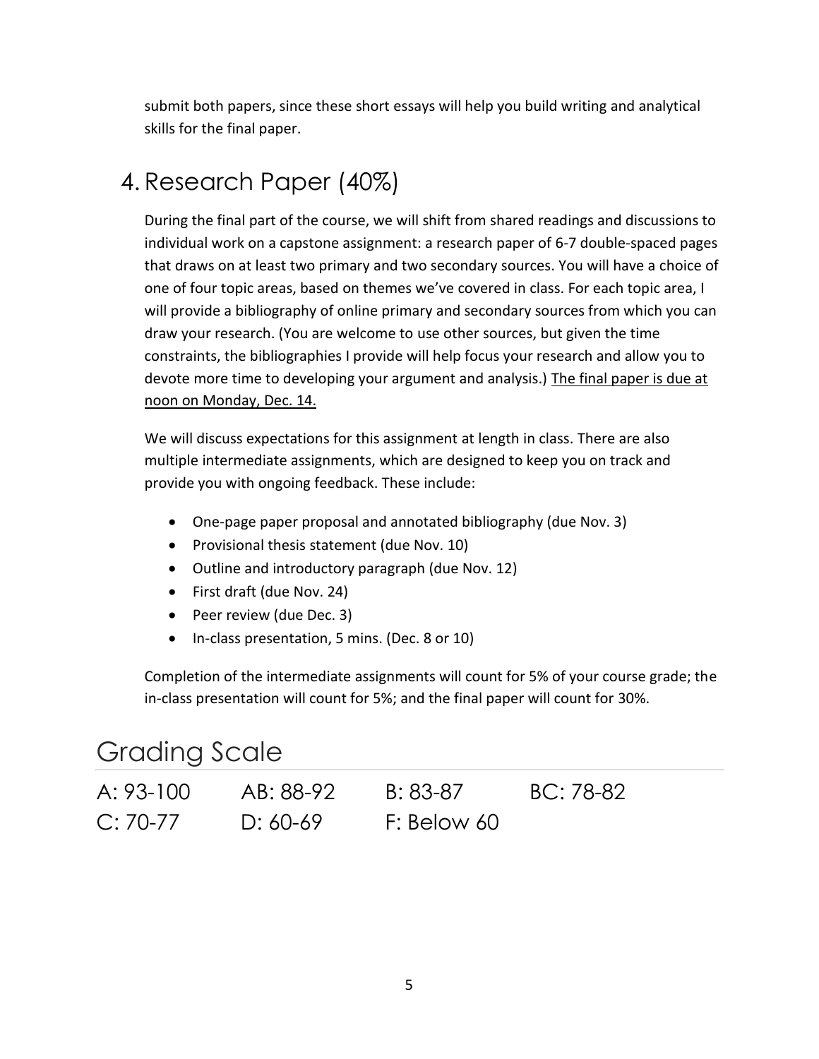submit both papers, since these short essays will help you build writing and analytical skills for the final paper.

## 4. Research Paper (40%)

During the final part of the course, we will shift from shared readings and discussions to individual work on a capstone assignment: a research paper of 6-7 double-spaced pages that draws on at least two primary and two secondary sources. You will have a choice of one of four topic areas, based on themes we've covered in class. For each topic area, I will provide a bibliography of online primary and secondary sources from which you can draw your research. (You are welcome to use other sources, but given the time constraints, the bibliographies I provide will help focus your research and allow you to devote more time to developing your argument and analysis.) <u>The final paper is due at noon on Monday, Dec. 14.</u>

We will discuss expectations for this assignment at length in class. There are also multiple intermediate assignments, which are designed to keep you on track and provide you with ongoing feedback. These include:

- One-page paper proposal and annotated bibliography (due Nov. 3)
- Provisional thesis statement (due Nov. 10)
- Outline and introductory paragraph (due Nov. 12)
- First draft (due Nov. 24)
- Peer review (due Dec. 3)
- In-class presentation, 5 mins. (Dec. 8 or 10)

Completion of the intermediate assignments will count for 5% of your course grade; the in-class presentation will count for 5%; and the final paper will count for 30%.

# Grading Scale

| A: 93-100 | AB: 88-92 | B: 83-87 | BC: 78-82 |
|---|---|---|---|
| C: 70-77 | D: 60-69 | F: Below 60 | |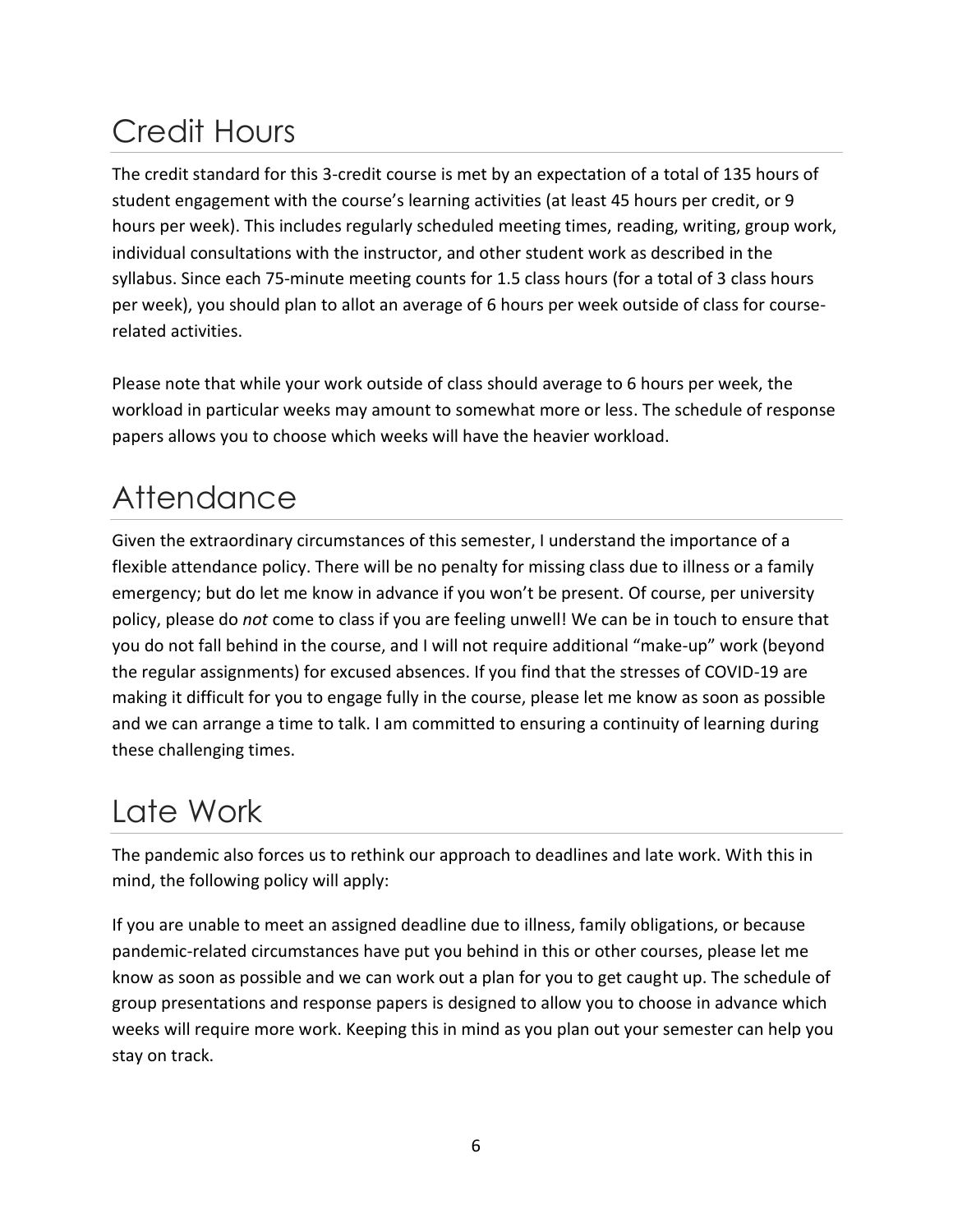# Credit Hours

The credit standard for this 3-credit course is met by an expectation of a total of 135 hours of student engagement with the course's learning activities (at least 45 hours per credit, or 9 hours per week). This includes regularly scheduled meeting times, reading, writing, group work, individual consultations with the instructor, and other student work as described in the syllabus. Since each 75-minute meeting counts for 1.5 class hours (for a total of 3 class hours per week), you should plan to allot an average of 6 hours per week outside of class for course-related activities.

Please note that while your work outside of class should average to 6 hours per week, the workload in particular weeks may amount to somewhat more or less. The schedule of response papers allows you to choose which weeks will have the heavier workload.

# Attendance

Given the extraordinary circumstances of this semester, I understand the importance of a flexible attendance policy. There will be no penalty for missing class due to illness or a family emergency; but do let me know in advance if you won't be present. Of course, per university policy, please do *not* come to class if you are feeling unwell! We can be in touch to ensure that you do not fall behind in the course, and I will not require additional "make-up" work (beyond the regular assignments) for excused absences. If you find that the stresses of COVID-19 are making it difficult for you to engage fully in the course, please let me know as soon as possible and we can arrange a time to talk. I am committed to ensuring a continuity of learning during these challenging times.

# Late Work

The pandemic also forces us to rethink our approach to deadlines and late work. With this in mind, the following policy will apply:

If you are unable to meet an assigned deadline due to illness, family obligations, or because pandemic-related circumstances have put you behind in this or other courses, please let me know as soon as possible and we can work out a plan for you to get caught up. The schedule of group presentations and response papers is designed to allow you to choose in advance which weeks will require more work. Keeping this in mind as you plan out your semester can help you stay on track.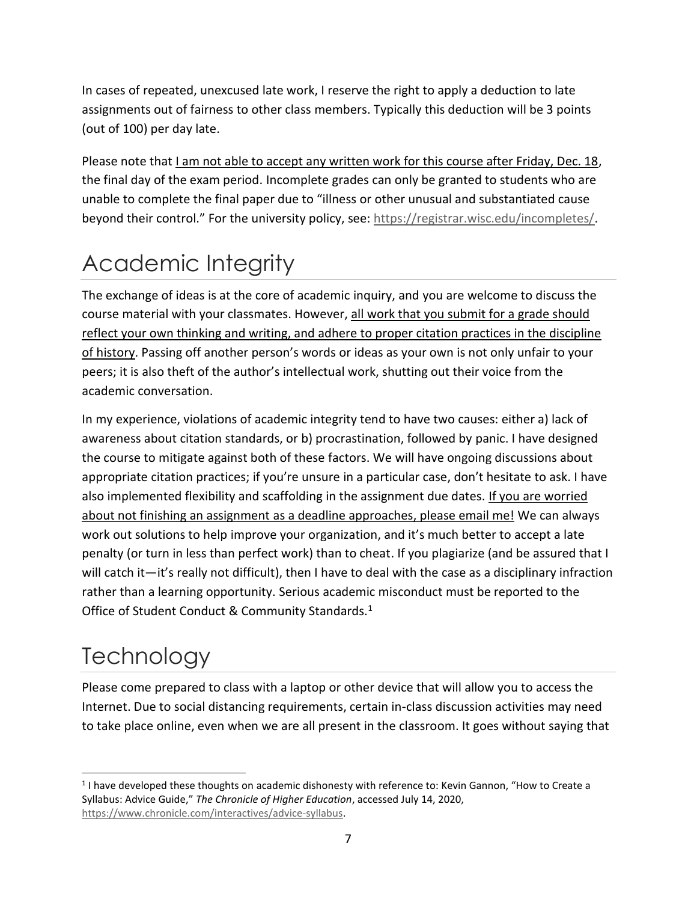In cases of repeated, unexcused late work, I reserve the right to apply a deduction to late assignments out of fairness to other class members. Typically this deduction will be 3 points (out of 100) per day late.

Please note that <u>I am not able to accept any written work for this course after Friday, Dec. 18</u>, the final day of the exam period. Incomplete grades can only be granted to students who are unable to complete the final paper due to "illness or other unusual and substantiated cause beyond their control." For the university policy, see: https://registrar.wisc.edu/incompletes/.

# Academic Integrity

The exchange of ideas is at the core of academic inquiry, and you are welcome to discuss the course material with your classmates. However, <u>all work that you submit for a grade should reflect your own thinking and writing, and adhere to proper citation practices in the discipline of history</u>. Passing off another person's words or ideas as your own is not only unfair to your peers; it is also theft of the author's intellectual work, shutting out their voice from the academic conversation.

In my experience, violations of academic integrity tend to have two causes: either a) lack of awareness about citation standards, or b) procrastination, followed by panic. I have designed the course to mitigate against both of these factors. We will have ongoing discussions about appropriate citation practices; if you're unsure in a particular case, don't hesitate to ask. I have also implemented flexibility and scaffolding in the assignment due dates. <u>If you are worried about not finishing an assignment as a deadline approaches, please email me!</u> We can always work out solutions to help improve your organization, and it's much better to accept a late penalty (or turn in less than perfect work) than to cheat. If you plagiarize (and be assured that I will catch it—it's really not difficult), then I have to deal with the case as a disciplinary infraction rather than a learning opportunity. Serious academic misconduct must be reported to the Office of Student Conduct & Community Standards.[1]

# Technology

Please come prepared to class with a laptop or other device that will allow you to access the Internet. Due to social distancing requirements, certain in-class discussion activities may need to take place online, even when we are all present in the classroom. It goes without saying that

---

[1] I have developed these thoughts on academic dishonesty with reference to: Kevin Gannon, "How to Create a Syllabus: Advice Guide," *The Chronicle of Higher Education*, accessed July 14, 2020, https://www.chronicle.com/interactives/advice-syllabus.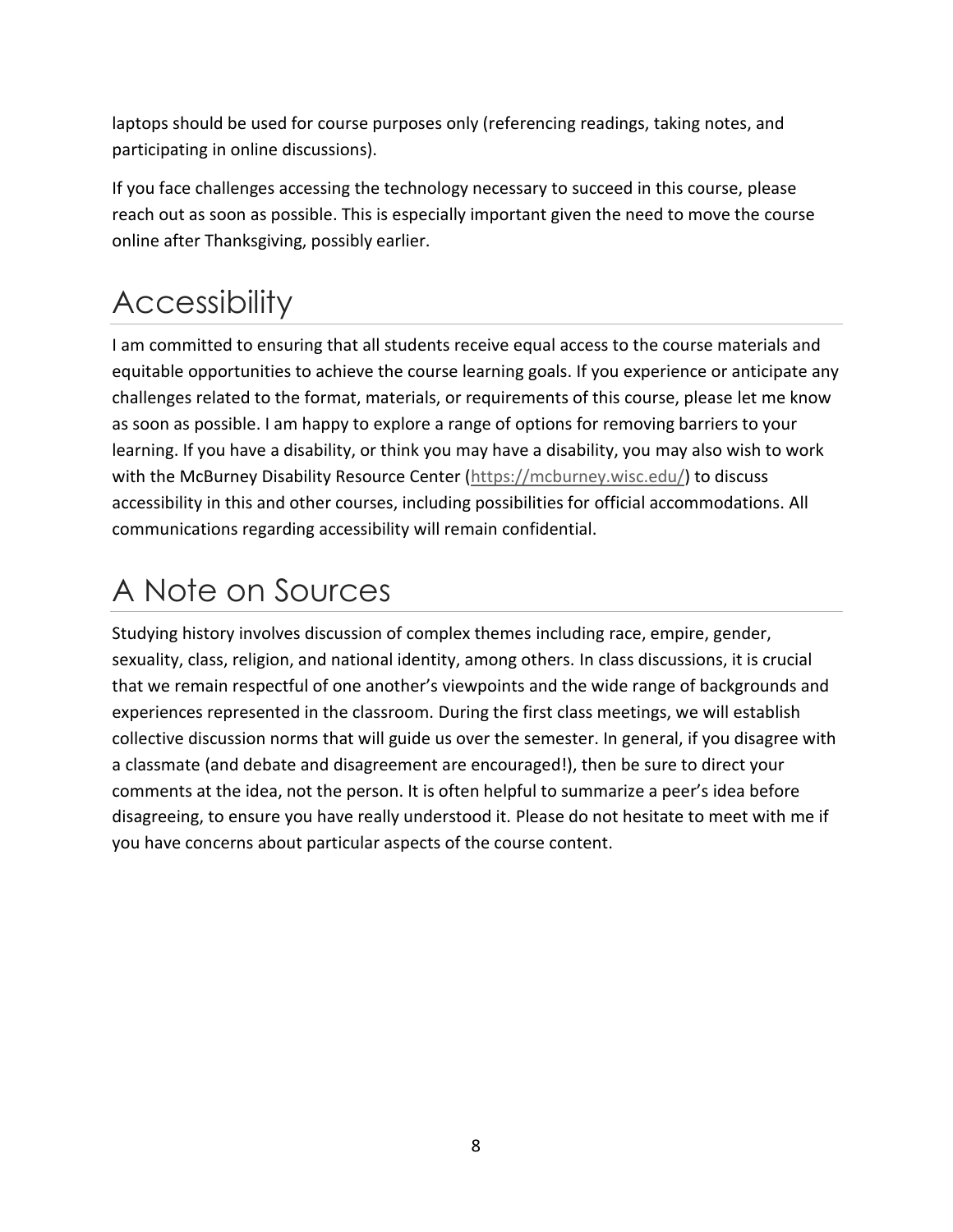laptops should be used for course purposes only (referencing readings, taking notes, and participating in online discussions).

If you face challenges accessing the technology necessary to succeed in this course, please reach out as soon as possible. This is especially important given the need to move the course online after Thanksgiving, possibly earlier.

# Accessibility

I am committed to ensuring that all students receive equal access to the course materials and equitable opportunities to achieve the course learning goals. If you experience or anticipate any challenges related to the format, materials, or requirements of this course, please let me know as soon as possible. I am happy to explore a range of options for removing barriers to your learning. If you have a disability, or think you may have a disability, you may also wish to work with the McBurney Disability Resource Center (https://mcburney.wisc.edu/) to discuss accessibility in this and other courses, including possibilities for official accommodations. All communications regarding accessibility will remain confidential.

# A Note on Sources

Studying history involves discussion of complex themes including race, empire, gender, sexuality, class, religion, and national identity, among others. In class discussions, it is crucial that we remain respectful of one another's viewpoints and the wide range of backgrounds and experiences represented in the classroom. During the first class meetings, we will establish collective discussion norms that will guide us over the semester. In general, if you disagree with a classmate (and debate and disagreement are encouraged!), then be sure to direct your comments at the idea, not the person. It is often helpful to summarize a peer's idea before disagreeing, to ensure you have really understood it. Please do not hesitate to meet with me if you have concerns about particular aspects of the course content.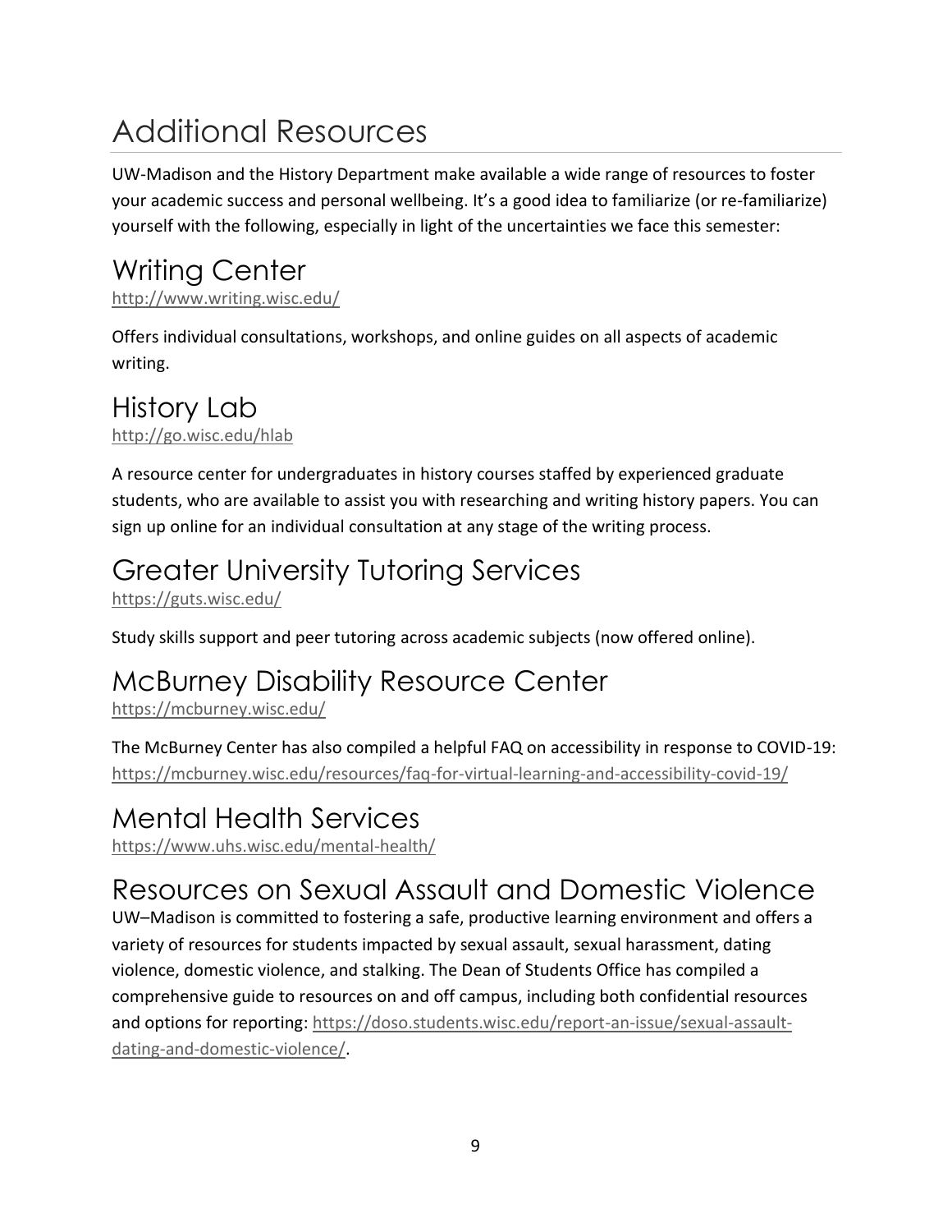# Additional Resources

UW-Madison and the History Department make available a wide range of resources to foster your academic success and personal wellbeing. It's a good idea to familiarize (or re-familiarize) yourself with the following, especially in light of the uncertainties we face this semester:

## Writing Center

http://www.writing.wisc.edu/

Offers individual consultations, workshops, and online guides on all aspects of academic writing.

## History Lab

http://go.wisc.edu/hlab

A resource center for undergraduates in history courses staffed by experienced graduate students, who are available to assist you with researching and writing history papers. You can sign up online for an individual consultation at any stage of the writing process.

## Greater University Tutoring Services

https://guts.wisc.edu/

Study skills support and peer tutoring across academic subjects (now offered online).

## McBurney Disability Resource Center

https://mcburney.wisc.edu/

The McBurney Center has also compiled a helpful FAQ on accessibility in response to COVID-19: https://mcburney.wisc.edu/resources/faq-for-virtual-learning-and-accessibility-covid-19/

## Mental Health Services

https://www.uhs.wisc.edu/mental-health/

## Resources on Sexual Assault and Domestic Violence

UW–Madison is committed to fostering a safe, productive learning environment and offers a variety of resources for students impacted by sexual assault, sexual harassment, dating violence, domestic violence, and stalking. The Dean of Students Office has compiled a comprehensive guide to resources on and off campus, including both confidential resources and options for reporting: https://doso.students.wisc.edu/report-an-issue/sexual-assault-dating-and-domestic-violence/.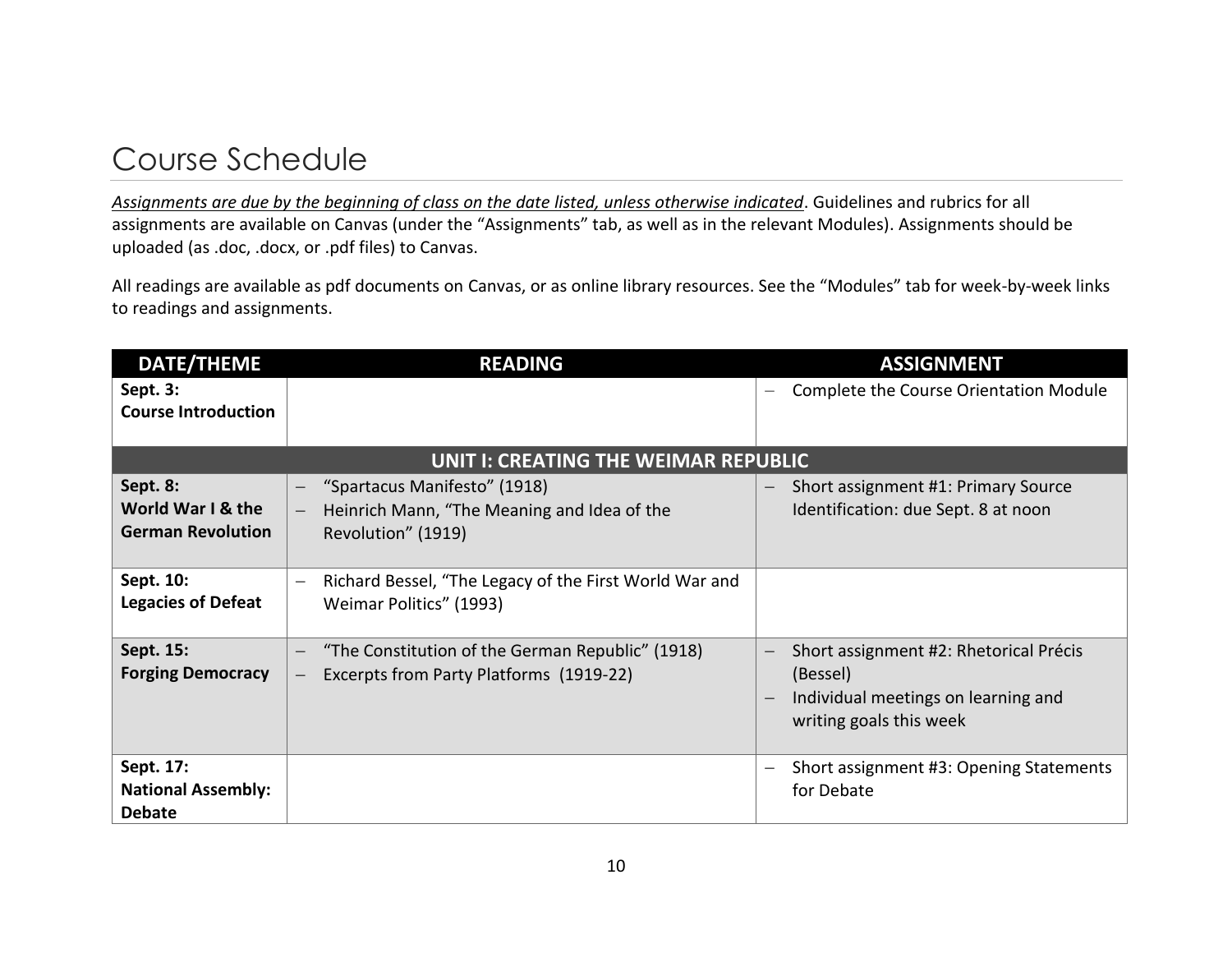# Course Schedule

*Assignments are due by the beginning of class on the date listed, unless otherwise indicated*. Guidelines and rubrics for all assignments are available on Canvas (under the "Assignments" tab, as well as in the relevant Modules). Assignments should be uploaded (as .doc, .docx, or .pdf files) to Canvas.

All readings are available as pdf documents on Canvas, or as online library resources. See the "Modules" tab for week-by-week links to readings and assignments.

| DATE/THEME | READING | ASSIGNMENT |
|---|---|---|
| **Sept. 3: Course Introduction** | | – Complete the Course Orientation Module |
| **UNIT I: CREATING THE WEIMAR REPUBLIC** | | |
| **Sept. 8: World War I & the German Revolution** | – "Spartacus Manifesto" (1918)<br>– Heinrich Mann, "The Meaning and Idea of the Revolution" (1919) | – Short assignment #1: Primary Source Identification: due Sept. 8 at noon |
| **Sept. 10: Legacies of Defeat** | – Richard Bessel, "The Legacy of the First World War and Weimar Politics" (1993) | |
| **Sept. 15: Forging Democracy** | – "The Constitution of the German Republic" (1918)<br>– Excerpts from Party Platforms (1919-22) | – Short assignment #2: Rhetorical Précis (Bessel)<br>– Individual meetings on learning and writing goals this week |
| **Sept. 17: National Assembly: Debate** | | – Short assignment #3: Opening Statements for Debate |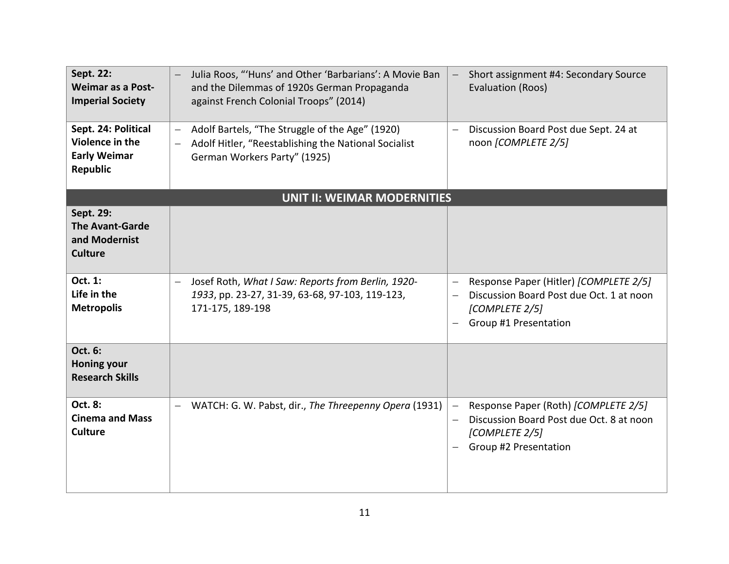| | | |
|---|---|---|
| **Sept. 22: Weimar as a Post-Imperial Society** | – Julia Roos, "'Huns' and Other 'Barbarians': A Movie Ban and the Dilemmas of 1920s German Propaganda against French Colonial Troops" (2014) | – Short assignment #4: Secondary Source Evaluation (Roos) |
| **Sept. 24: Political Violence in the Early Weimar Republic** | – Adolf Bartels, "The Struggle of the Age" (1920)<br>– Adolf Hitler, "Reestablishing the National Socialist German Workers Party" (1925) | – Discussion Board Post due Sept. 24 at noon *[COMPLETE 2/5]* |
| | **UNIT II: WEIMAR MODERNITIES** | |
| **Sept. 29: The Avant-Garde and Modernist Culture** | | |
| **Oct. 1: Life in the Metropolis** | – Josef Roth, *What I Saw: Reports from Berlin, 1920-1933*, pp. 23-27, 31-39, 63-68, 97-103, 119-123, 171-175, 189-198 | – Response Paper (Hitler) *[COMPLETE 2/5]*<br>– Discussion Board Post due Oct. 1 at noon *[COMPLETE 2/5]*<br>– Group #1 Presentation |
| **Oct. 6: Honing your Research Skills** | | |
| **Oct. 8: Cinema and Mass Culture** | – WATCH: G. W. Pabst, dir., *The Threepenny Opera* (1931) | – Response Paper (Roth) *[COMPLETE 2/5]*<br>– Discussion Board Post due Oct. 8 at noon *[COMPLETE 2/5]*<br>– Group #2 Presentation |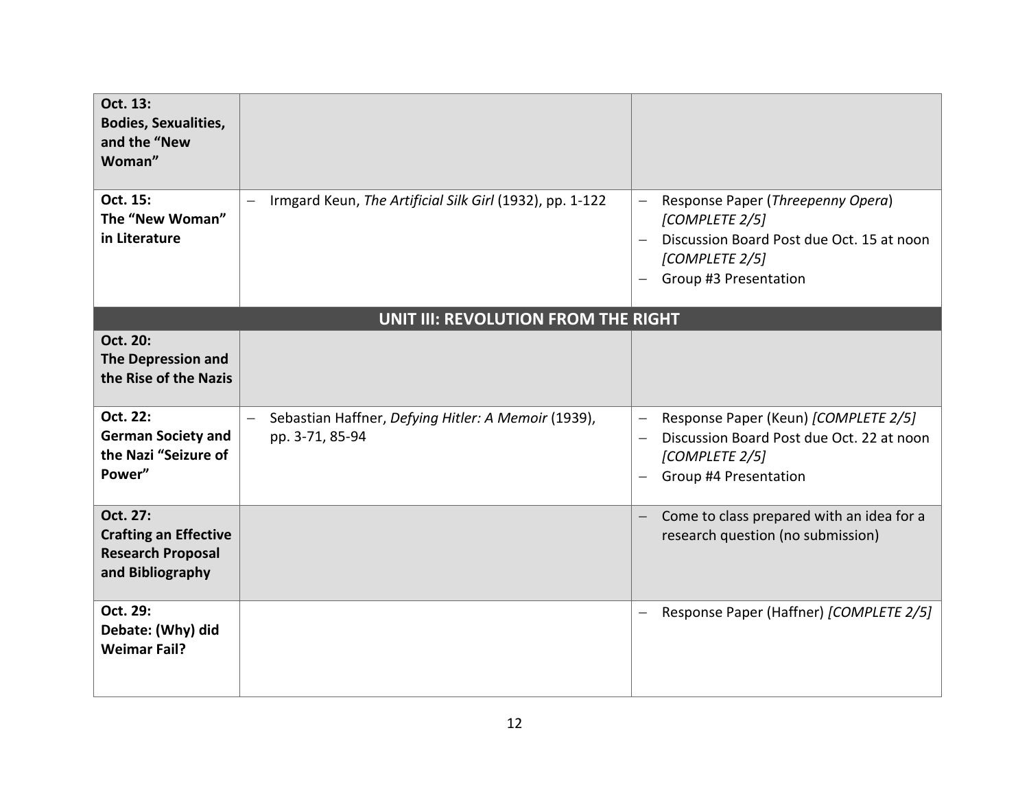| | | |
|---|---|---|
| **Oct. 13: Bodies, Sexualities, and the "New Woman"** | | |
| **Oct. 15: The "New Woman" in Literature** | – Irmgard Keun, *The Artificial Silk Girl* (1932), pp. 1-122 | – Response Paper (*Threepenny Opera*) *[COMPLETE 2/5]*<br>– Discussion Board Post due Oct. 15 at noon *[COMPLETE 2/5]*<br>– Group #3 Presentation |
| **UNIT III: REVOLUTION FROM THE RIGHT** | | |
| **Oct. 20: The Depression and the Rise of the Nazis** | | |
| **Oct. 22: German Society and the Nazi "Seizure of Power"** | – Sebastian Haffner, *Defying Hitler: A Memoir* (1939), pp. 3-71, 85-94 | – Response Paper (Keun) *[COMPLETE 2/5]*<br>– Discussion Board Post due Oct. 22 at noon *[COMPLETE 2/5]*<br>– Group #4 Presentation |
| **Oct. 27: Crafting an Effective Research Proposal and Bibliography** | | – Come to class prepared with an idea for a research question (no submission) |
| **Oct. 29: Debate: (Why) did Weimar Fail?** | | – Response Paper (Haffner) *[COMPLETE 2/5]* |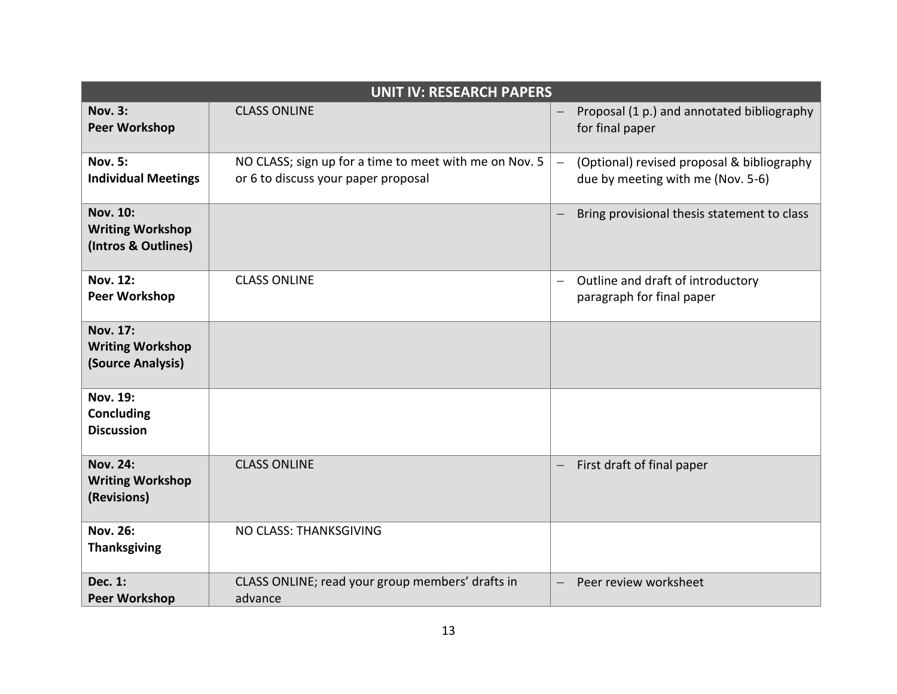| UNIT IV: RESEARCH PAPERS | | |
|---|---|---|
| **Nov. 3: Peer Workshop** | CLASS ONLINE | – Proposal (1 p.) and annotated bibliography for final paper |
| **Nov. 5: Individual Meetings** | NO CLASS; sign up for a time to meet with me on Nov. 5 or 6 to discuss your paper proposal | – (Optional) revised proposal & bibliography due by meeting with me (Nov. 5-6) |
| **Nov. 10: Writing Workshop (Intros & Outlines)** | | – Bring provisional thesis statement to class |
| **Nov. 12: Peer Workshop** | CLASS ONLINE | – Outline and draft of introductory paragraph for final paper |
| **Nov. 17: Writing Workshop (Source Analysis)** | | |
| **Nov. 19: Concluding Discussion** | | |
| **Nov. 24: Writing Workshop (Revisions)** | CLASS ONLINE | – First draft of final paper |
| **Nov. 26: Thanksgiving** | NO CLASS: THANKSGIVING | |
| **Dec. 1: Peer Workshop** | CLASS ONLINE; read your group members' drafts in advance | – Peer review worksheet |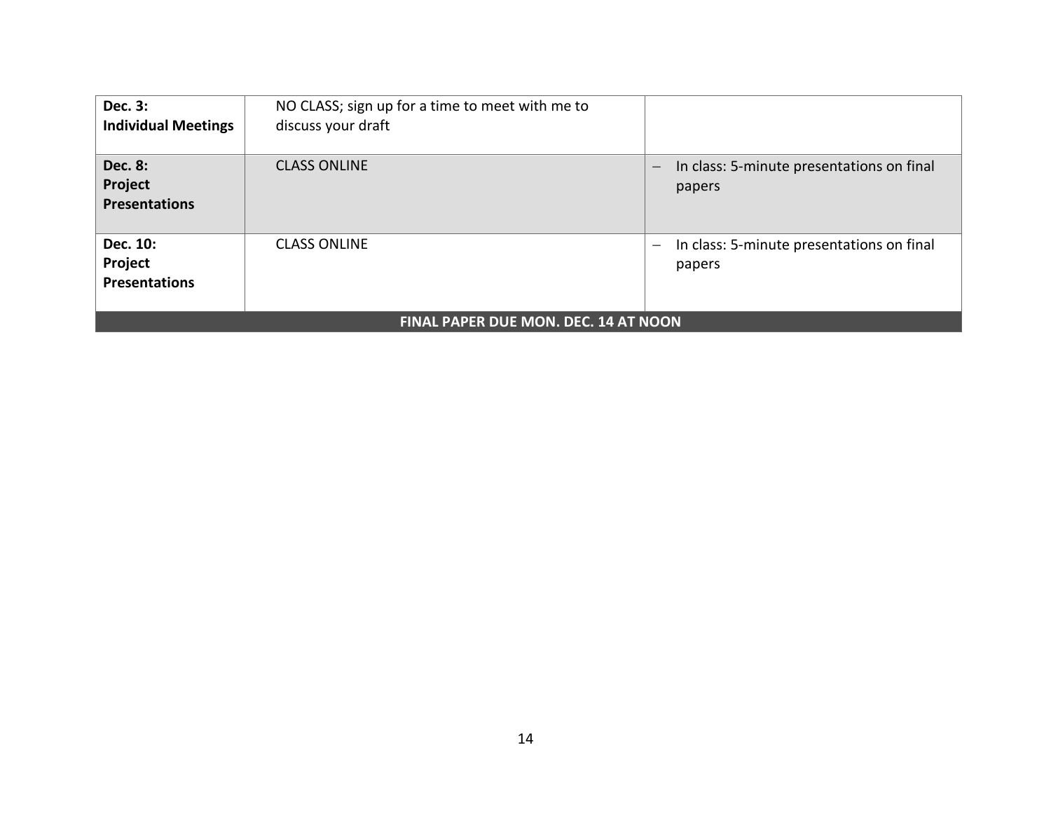| | | |
|---|---|---|
| **Dec. 3: Individual Meetings** | NO CLASS; sign up for a time to meet with me to discuss your draft | |
| **Dec. 8: Project Presentations** | CLASS ONLINE | – In class: 5-minute presentations on final papers |
| **Dec. 10: Project Presentations** | CLASS ONLINE | – In class: 5-minute presentations on final papers |
| **FINAL PAPER DUE MON. DEC. 14 AT NOON** | | |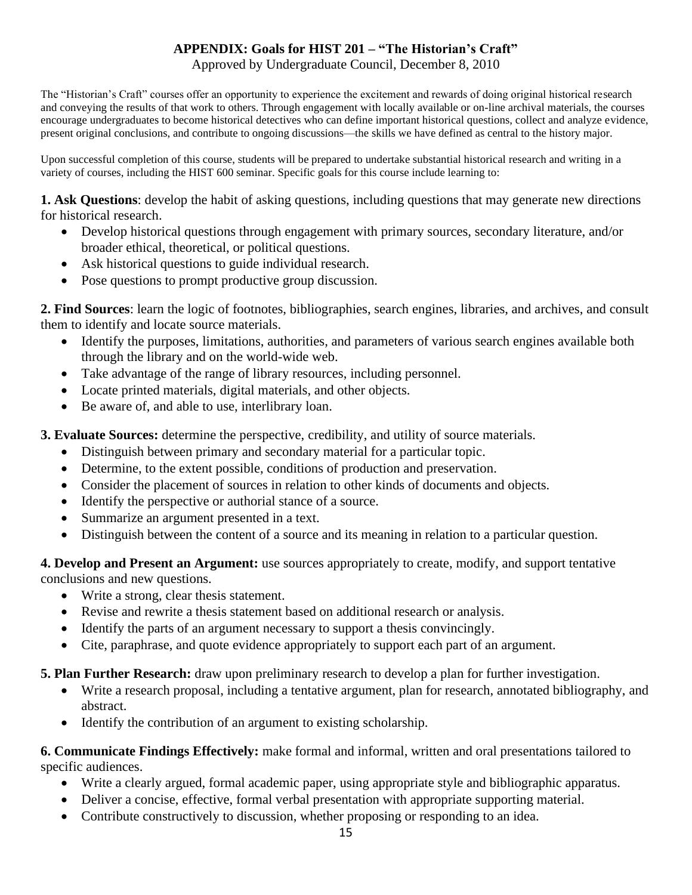## APPENDIX: Goals for HIST 201 – "The Historian's Craft"

Approved by Undergraduate Council, December 8, 2010

The "Historian's Craft" courses offer an opportunity to experience the excitement and rewards of doing original historical research and conveying the results of that work to others. Through engagement with locally available or on-line archival materials, the courses encourage undergraduates to become historical detectives who can define important historical questions, collect and analyze evidence, present original conclusions, and contribute to ongoing discussions—the skills we have defined as central to the history major.

Upon successful completion of this course, students will be prepared to undertake substantial historical research and writing in a variety of courses, including the HIST 600 seminar. Specific goals for this course include learning to:

**1. Ask Questions**: develop the habit of asking questions, including questions that may generate new directions for historical research.

- Develop historical questions through engagement with primary sources, secondary literature, and/or broader ethical, theoretical, or political questions.
- Ask historical questions to guide individual research.
- Pose questions to prompt productive group discussion.

**2. Find Sources**: learn the logic of footnotes, bibliographies, search engines, libraries, and archives, and consult them to identify and locate source materials.

- Identify the purposes, limitations, authorities, and parameters of various search engines available both through the library and on the world-wide web.
- Take advantage of the range of library resources, including personnel.
- Locate printed materials, digital materials, and other objects.
- Be aware of, and able to use, interlibrary loan.

**3. Evaluate Sources:** determine the perspective, credibility, and utility of source materials.

- Distinguish between primary and secondary material for a particular topic.
- Determine, to the extent possible, conditions of production and preservation.
- Consider the placement of sources in relation to other kinds of documents and objects.
- Identify the perspective or authorial stance of a source.
- Summarize an argument presented in a text.
- Distinguish between the content of a source and its meaning in relation to a particular question.

**4. Develop and Present an Argument:** use sources appropriately to create, modify, and support tentative conclusions and new questions.

- Write a strong, clear thesis statement.
- Revise and rewrite a thesis statement based on additional research or analysis.
- Identify the parts of an argument necessary to support a thesis convincingly.
- Cite, paraphrase, and quote evidence appropriately to support each part of an argument.

**5. Plan Further Research:** draw upon preliminary research to develop a plan for further investigation.

- Write a research proposal, including a tentative argument, plan for research, annotated bibliography, and abstract.
- Identify the contribution of an argument to existing scholarship.

**6. Communicate Findings Effectively:** make formal and informal, written and oral presentations tailored to specific audiences.

- Write a clearly argued, formal academic paper, using appropriate style and bibliographic apparatus.
- Deliver a concise, effective, formal verbal presentation with appropriate supporting material.
- Contribute constructively to discussion, whether proposing or responding to an idea.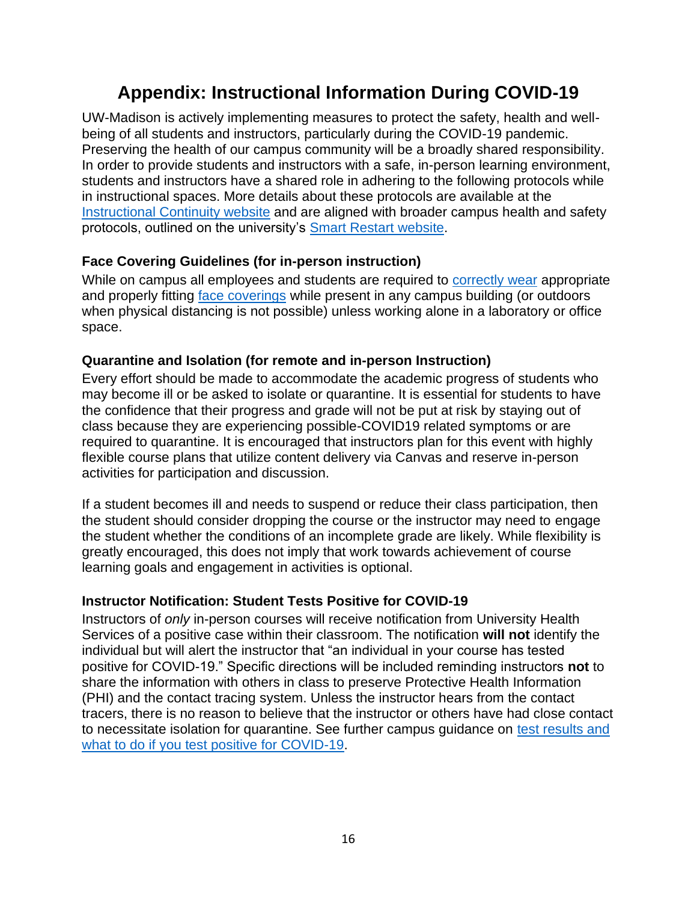# Appendix: Instructional Information During COVID-19

UW-Madison is actively implementing measures to protect the safety, health and well-being of all students and instructors, particularly during the COVID-19 pandemic. Preserving the health of our campus community will be a broadly shared responsibility. In order to provide students and instructors with a safe, in-person learning environment, students and instructors have a shared role in adhering to the following protocols while in instructional spaces. More details about these protocols are available at the Instructional Continuity website and are aligned with broader campus health and safety protocols, outlined on the university's Smart Restart website.

### Face Covering Guidelines (for in-person instruction)

While on campus all employees and students are required to correctly wear appropriate and properly fitting face coverings while present in any campus building (or outdoors when physical distancing is not possible) unless working alone in a laboratory or office space.

### Quarantine and Isolation (for remote and in-person Instruction)

Every effort should be made to accommodate the academic progress of students who may become ill or be asked to isolate or quarantine. It is essential for students to have the confidence that their progress and grade will not be put at risk by staying out of class because they are experiencing possible-COVID19 related symptoms or are required to quarantine. It is encouraged that instructors plan for this event with highly flexible course plans that utilize content delivery via Canvas and reserve in-person activities for participation and discussion.

If a student becomes ill and needs to suspend or reduce their class participation, then the student should consider dropping the course or the instructor may need to engage the student whether the conditions of an incomplete grade are likely. While flexibility is greatly encouraged, this does not imply that work towards achievement of course learning goals and engagement in activities is optional.

### Instructor Notification: Student Tests Positive for COVID-19

Instructors of *only* in-person courses will receive notification from University Health Services of a positive case within their classroom. The notification **will not** identify the individual but will alert the instructor that "an individual in your course has tested positive for COVID-19." Specific directions will be included reminding instructors **not** to share the information with others in class to preserve Protective Health Information (PHI) and the contact tracing system. Unless the instructor hears from the contact tracers, there is no reason to believe that the instructor or others have had close contact to necessitate isolation for quarantine. See further campus guidance on test results and what to do if you test positive for COVID-19.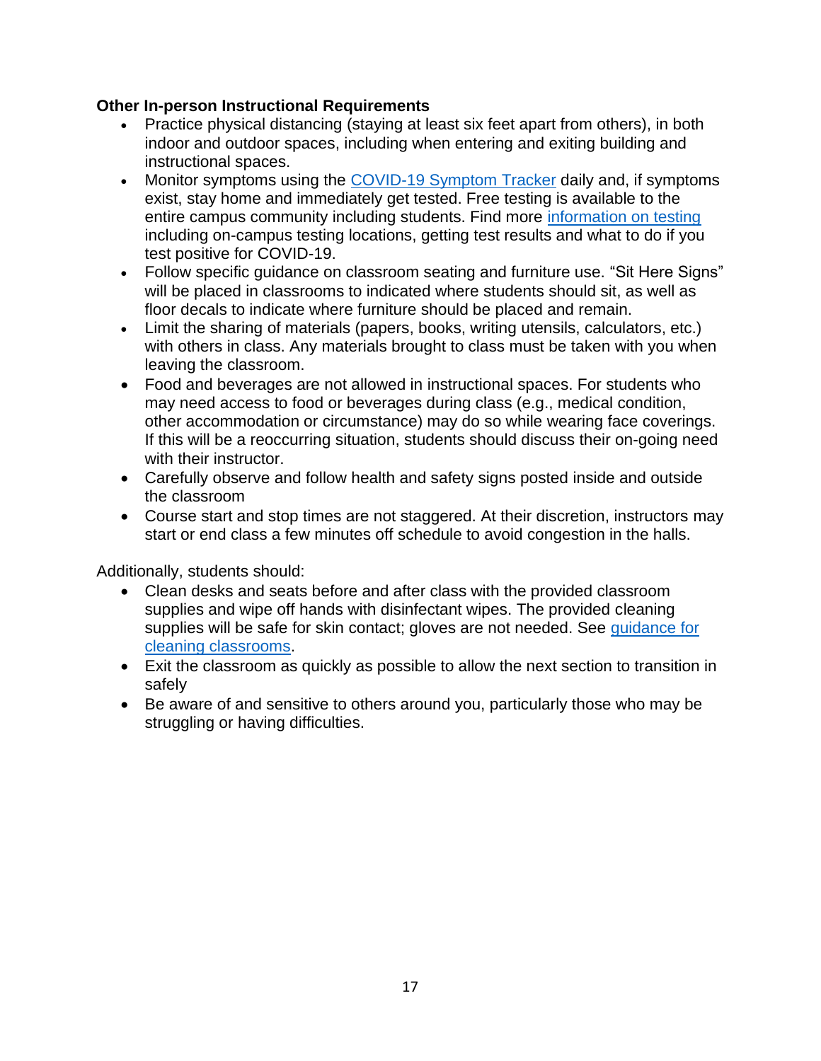**Other In-person Instructional Requirements**

- Practice physical distancing (staying at least six feet apart from others), in both indoor and outdoor spaces, including when entering and exiting building and instructional spaces.
- Monitor symptoms using the COVID-19 Symptom Tracker daily and, if symptoms exist, stay home and immediately get tested. Free testing is available to the entire campus community including students. Find more information on testing including on-campus testing locations, getting test results and what to do if you test positive for COVID-19.
- Follow specific guidance on classroom seating and furniture use. "Sit Here Signs" will be placed in classrooms to indicated where students should sit, as well as floor decals to indicate where furniture should be placed and remain.
- Limit the sharing of materials (papers, books, writing utensils, calculators, etc.) with others in class. Any materials brought to class must be taken with you when leaving the classroom.
- Food and beverages are not allowed in instructional spaces. For students who may need access to food or beverages during class (e.g., medical condition, other accommodation or circumstance) may do so while wearing face coverings. If this will be a reoccurring situation, students should discuss their on-going need with their instructor.
- Carefully observe and follow health and safety signs posted inside and outside the classroom
- Course start and stop times are not staggered. At their discretion, instructors may start or end class a few minutes off schedule to avoid congestion in the halls.

Additionally, students should:

- Clean desks and seats before and after class with the provided classroom supplies and wipe off hands with disinfectant wipes. The provided cleaning supplies will be safe for skin contact; gloves are not needed. See guidance for cleaning classrooms.
- Exit the classroom as quickly as possible to allow the next section to transition in safely
- Be aware of and sensitive to others around you, particularly those who may be struggling or having difficulties.